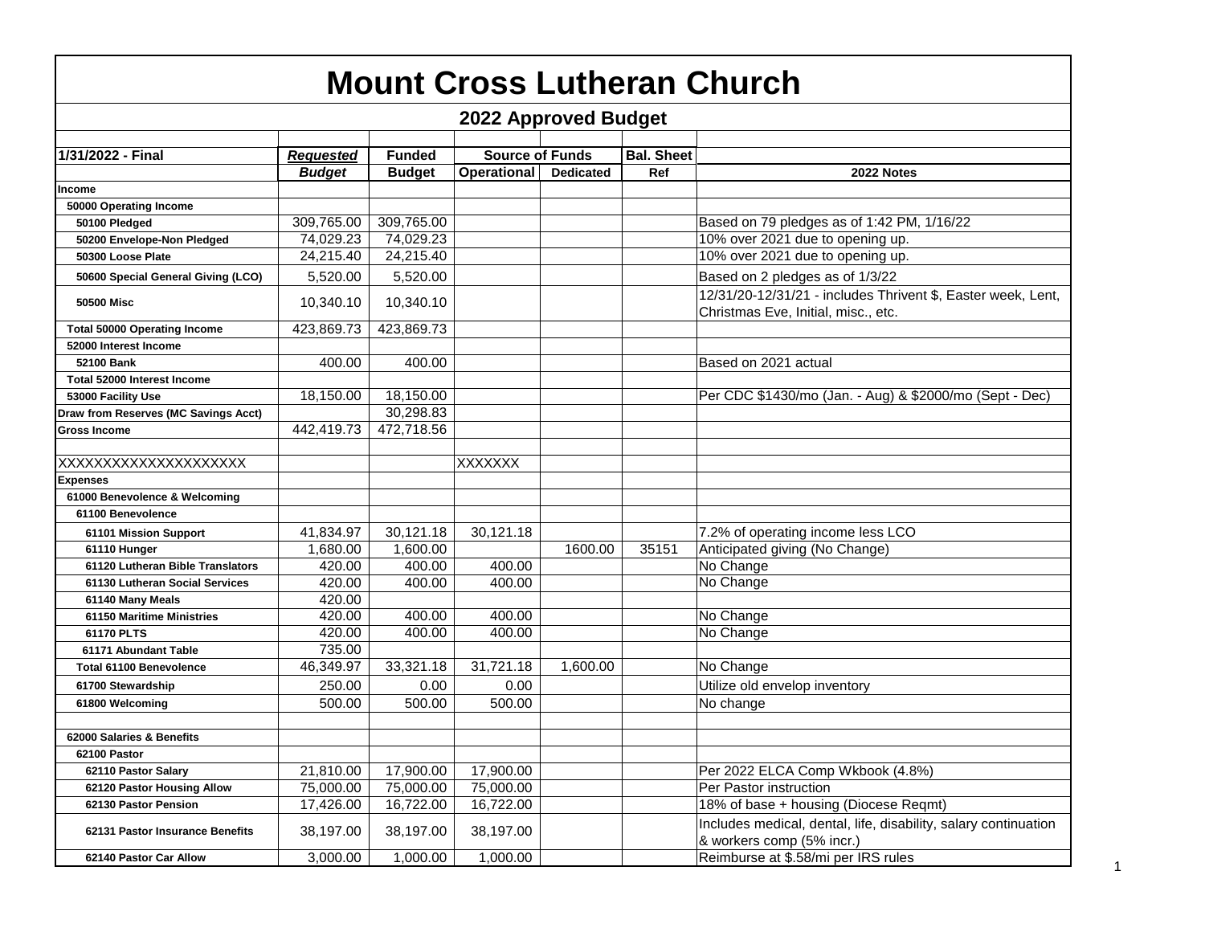# Mount Cross Lutheran Church

## 2022 Approved Budget

| 1/31/2022 - Final | *Requested* | Funded | Source of Funds | | Bal. Sheet | |
|---|---|---|---|---|---|---|
| | ***Budget*** | **Budget** | **Operational** | **Dedicated** | **Ref** | **2022 Notes** |
| **Income** | | | | | | |
| **50000 Operating Income** | | | | | | |
| **50100 Pledged** | 309,765.00 | 309,765.00 | | | | Based on 79 pledges as of 1:42 PM, 1/16/22 |
| **50200 Envelope-Non Pledged** | 74,029.23 | 74,029.23 | | | | 10% over 2021 due to opening up. |
| **50300 Loose Plate** | 24,215.40 | 24,215.40 | | | | 10% over 2021 due to opening up. |
| **50600 Special General Giving (LCO)** | 5,520.00 | 5,520.00 | | | | Based on 2 pledges as of 1/3/22 |
| **50500 Misc** | 10,340.10 | 10,340.10 | | | | 12/31/20-12/31/21 - includes Thrivent $, Easter week, Lent, Christmas Eve, Initial, misc., etc. |
| **Total 50000 Operating Income** | 423,869.73 | 423,869.73 | | | | |
| **52000 Interest Income** | | | | | | |
| **52100 Bank** | 400.00 | 400.00 | | | | Based on 2021 actual |
| **Total 52000 Interest Income** | | | | | | |
| **53000 Facility Use** | 18,150.00 | 18,150.00 | | | | Per CDC $1430/mo (Jan. - Aug) & $2000/mo (Sept - Dec) |
| **Draw from Reserves (MC Savings Acct)** | | 30,298.83 | | | | |
| **Gross Income** | 442,419.73 | 472,718.56 | | | | |
| | | | | | | |
| XXXXXXXXXXXXXXXXXXXX | | | XXXXXXX | | | |
| **Expenses** | | | | | | |
| **61000 Benevolence & Welcoming** | | | | | | |
| **61100 Benevolence** | | | | | | |
| **61101 Mission Support** | 41,834.97 | 30,121.18 | 30,121.18 | | | 7.2% of operating income less LCO |
| **61110 Hunger** | 1,680.00 | 1,600.00 | | 1600.00 | 35151 | Anticipated giving (No Change) |
| **61120 Lutheran Bible Translators** | 420.00 | 400.00 | 400.00 | | | No Change |
| **61130 Lutheran Social Services** | 420.00 | 400.00 | 400.00 | | | No Change |
| **61140 Many Meals** | 420.00 | | | | | |
| **61150 Maritime Ministries** | 420.00 | 400.00 | 400.00 | | | No Change |
| **61170 PLTS** | 420.00 | 400.00 | 400.00 | | | No Change |
| **61171 Abundant Table** | 735.00 | | | | | |
| **Total 61100 Benevolence** | 46,349.97 | 33,321.18 | 31,721.18 | 1,600.00 | | No Change |
| **61700 Stewardship** | 250.00 | 0.00 | 0.00 | | | Utilize old envelop inventory |
| **61800 Welcoming** | 500.00 | 500.00 | 500.00 | | | No change |
| | | | | | | |
| **62000 Salaries & Benefits** | | | | | | |
| **62100 Pastor** | | | | | | |
| **62110 Pastor Salary** | 21,810.00 | 17,900.00 | 17,900.00 | | | Per 2022 ELCA Comp Wkbook (4.8%) |
| **62120 Pastor Housing Allow** | 75,000.00 | 75,000.00 | 75,000.00 | | | Per Pastor instruction |
| **62130 Pastor Pension** | 17,426.00 | 16,722.00 | 16,722.00 | | | 18% of base + housing (Diocese Reqmt) |
| **62131 Pastor Insurance Benefits** | 38,197.00 | 38,197.00 | 38,197.00 | | | Includes medical, dental, life, disability, salary continuation & workers comp (5% incr.) |
| **62140 Pastor Car Allow** | 3,000.00 | 1,000.00 | 1,000.00 | | | Reimburse at $.58/mi per IRS rules |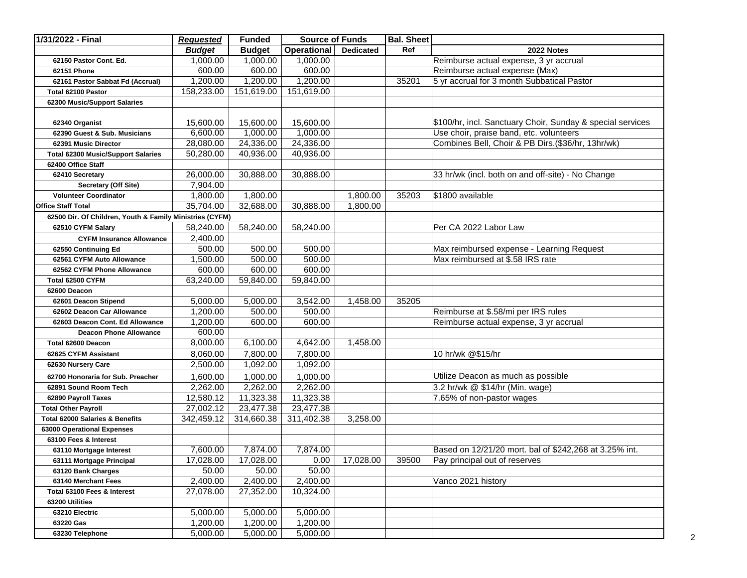| 1/31/2022 - Final | Requested | Funded | Source of Funds | | Bal. Sheet | |
|---|---|---|---|---|---|---|
| | Budget | Budget | Operational | Dedicated | Ref | 2022 Notes |
| 62150 Pastor Cont. Ed. | 1,000.00 | 1,000.00 | 1,000.00 | | | Reimburse actual expense, 3 yr accrual |
| 62151 Phone | 600.00 | 600.00 | 600.00 | | | Reimburse actual expense (Max) |
| 62161 Pastor Sabbat Fd (Accrual) | 1,200.00 | 1,200.00 | 1,200.00 | | 35201 | 5 yr accrual for 3 month Subbatical Pastor |
| Total 62100 Pastor | 158,233.00 | 151,619.00 | 151,619.00 | | | |
| 62300 Music/Support Salaries | | | | | | |
| 62340 Organist | 15,600.00 | 15,600.00 | 15,600.00 | | | \$100/hr, incl. Sanctuary Choir, Sunday & special services |
| 62390 Guest & Sub. Musicians | 6,600.00 | 1,000.00 | 1,000.00 | | | Use choir, praise band, etc. volunteers |
| 62391 Music Director | 28,080.00 | 24,336.00 | 24,336.00 | | | Combines Bell, Choir & PB Dirs.(\$36/hr, 13hr/wk) |
| Total 62300 Music/Support Salaries | 50,280.00 | 40,936.00 | 40,936.00 | | | |
| 62400 Office Staff | | | | | | |
| 62410 Secretary | 26,000.00 | 30,888.00 | 30,888.00 | | | 33 hr/wk (incl. both on and off-site) - No Change |
| Secretary (Off Site) | 7,904.00 | | | | | |
| Volunteer Coordinator | 1,800.00 | 1,800.00 | | 1,800.00 | 35203 | \$1800 available |
| Office Staff Total | 35,704.00 | 32,688.00 | 30,888.00 | 1,800.00 | | |
| 62500 Dir. Of Children, Youth & Family Ministries (CYFM) | | | | | | |
| 62510 CYFM Salary | 58,240.00 | 58,240.00 | 58,240.00 | | | Per CA 2022 Labor Law |
| CYFM Insurance Allowance | 2,400.00 | | | | | |
| 62550 Continuing Ed | 500.00 | 500.00 | 500.00 | | | Max reimbursed expense - Learning Request |
| 62561 CYFM Auto Allowance | 1,500.00 | 500.00 | 500.00 | | | Max reimbursed at \$.58 IRS rate |
| 62562 CYFM Phone Allowance | 600.00 | 600.00 | 600.00 | | | |
| Total 62500 CYFM | 63,240.00 | 59,840.00 | 59,840.00 | | | |
| 62600 Deacon | | | | | | |
| 62601 Deacon Stipend | 5,000.00 | 5,000.00 | 3,542.00 | 1,458.00 | 35205 | |
| 62602 Deacon Car Allowance | 1,200.00 | 500.00 | 500.00 | | | Reimburse at \$.58/mi per IRS rules |
| 62603 Deacon Cont. Ed Allowance | 1,200.00 | 600.00 | 600.00 | | | Reimburse actual expense, 3 yr accrual |
| Deacon Phone Allowance | 600.00 | | | | | |
| Total 62600 Deacon | 8,000.00 | 6,100.00 | 4,642.00 | 1,458.00 | | |
| 62625 CYFM Assistant | 8,060.00 | 7,800.00 | 7,800.00 | | | 10 hr/wk @\$15/hr |
| 62630 Nursery Care | 2,500.00 | 1,092.00 | 1,092.00 | | | |
| 62700 Honoraria for Sub. Preacher | 1,600.00 | 1,000.00 | 1,000.00 | | | Utilize Deacon as much as possible |
| 62891 Sound Room Tech | 2,262.00 | 2,262.00 | 2,262.00 | | | 3.2 hr/wk @ \$14/hr (Min. wage) |
| 62890 Payroll Taxes | 12,580.12 | 11,323.38 | 11,323.38 | | | 7.65% of non-pastor wages |
| Total Other Payroll | 27,002.12 | 23,477.38 | 23,477.38 | | | |
| Total 62000 Salaries & Benefits | 342,459.12 | 314,660.38 | 311,402.38 | 3,258.00 | | |
| 63000 Operational Expenses | | | | | | |
| 63100 Fees & Interest | | | | | | |
| 63110 Mortgage Interest | 7,600.00 | 7,874.00 | 7,874.00 | | | Based on 12/21/20 mort. bal of \$242,268 at 3.25% int. |
| 63111 Mortgage Principal | 17,028.00 | 17,028.00 | 0.00 | 17,028.00 | 39500 | Pay principal out of reserves |
| 63120 Bank Charges | 50.00 | 50.00 | 50.00 | | | |
| 63140 Merchant Fees | 2,400.00 | 2,400.00 | 2,400.00 | | | Vanco 2021 history |
| Total 63100 Fees & Interest | 27,078.00 | 27,352.00 | 10,324.00 | | | |
| 63200 Utilities | | | | | | |
| 63210 Electric | 5,000.00 | 5,000.00 | 5,000.00 | | | |
| 63220 Gas | 1,200.00 | 1,200.00 | 1,200.00 | | | |
| 63230 Telephone | 5,000.00 | 5,000.00 | 5,000.00 | | | |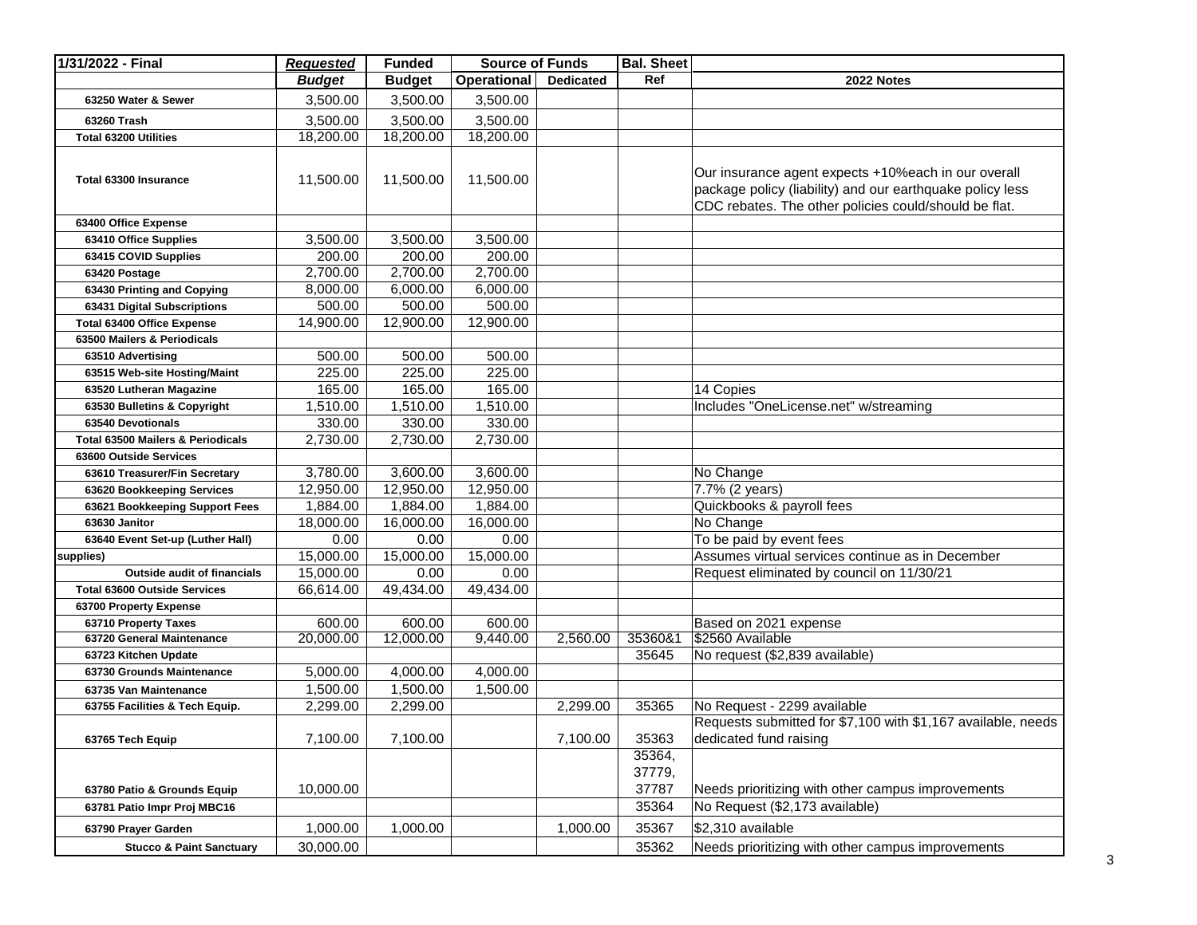| 1/31/2022 - Final | *Requested* | Funded | Source of Funds | | Bal. Sheet | |
|---|---|---|---|---|---|---|
| | *Budget* | Budget | Operational | Dedicated | Ref | 2022 Notes |
| 63250 Water & Sewer | 3,500.00 | 3,500.00 | 3,500.00 | | | |
| 63260 Trash | 3,500.00 | 3,500.00 | 3,500.00 | | | |
| Total 63200 Utilities | 18,200.00 | 18,200.00 | 18,200.00 | | | |
| Total 63300 Insurance | 11,500.00 | 11,500.00 | 11,500.00 | | | Our insurance agent expects +10%each in our overall package policy (liability) and our earthquake policy less CDC rebates. The other policies could/should be flat. |
| 63400 Office Expense | | | | | | |
| 63410 Office Supplies | 3,500.00 | 3,500.00 | 3,500.00 | | | |
| 63415 COVID Supplies | 200.00 | 200.00 | 200.00 | | | |
| 63420 Postage | 2,700.00 | 2,700.00 | 2,700.00 | | | |
| 63430 Printing and Copying | 8,000.00 | 6,000.00 | 6,000.00 | | | |
| 63431 Digital Subscriptions | 500.00 | 500.00 | 500.00 | | | |
| Total 63400 Office Expense | 14,900.00 | 12,900.00 | 12,900.00 | | | |
| 63500 Mailers & Periodicals | | | | | | |
| 63510 Advertising | 500.00 | 500.00 | 500.00 | | | |
| 63515 Web-site Hosting/Maint | 225.00 | 225.00 | 225.00 | | | |
| 63520 Lutheran Magazine | 165.00 | 165.00 | 165.00 | | | 14 Copies |
| 63530 Bulletins & Copyright | 1,510.00 | 1,510.00 | 1,510.00 | | | Includes "OneLicense.net" w/streaming |
| 63540 Devotionals | 330.00 | 330.00 | 330.00 | | | |
| Total 63500 Mailers & Periodicals | 2,730.00 | 2,730.00 | 2,730.00 | | | |
| 63600 Outside Services | | | | | | |
| 63610 Treasurer/Fin Secretary | 3,780.00 | 3,600.00 | 3,600.00 | | | No Change |
| 63620 Bookkeeping Services | 12,950.00 | 12,950.00 | 12,950.00 | | | 7.7% (2 years) |
| 63621 Bookkeeping Support Fees | 1,884.00 | 1,884.00 | 1,884.00 | | | Quickbooks & payroll fees |
| 63630 Janitor | 18,000.00 | 16,000.00 | 16,000.00 | | | No Change |
| 63640 Event Set-up (Luther Hall) | 0.00 | 0.00 | 0.00 | | | To be paid by event fees |
| supplies) | 15,000.00 | 15,000.00 | 15,000.00 | | | Assumes virtual services continue as in December |
| Outside audit of financials | 15,000.00 | 0.00 | 0.00 | | | Request eliminated by council on 11/30/21 |
| Total 63600 Outside Services | 66,614.00 | 49,434.00 | 49,434.00 | | | |
| 63700 Property Expense | | | | | | |
| 63710 Property Taxes | 600.00 | 600.00 | 600.00 | | | Based on 2021 expense |
| 63720 General Maintenance | 20,000.00 | 12,000.00 | 9,440.00 | 2,560.00 | 35360&1 | $2560 Available |
| 63723 Kitchen Update | | | | | 35645 | No request ($2,839 available) |
| 63730 Grounds Maintenance | 5,000.00 | 4,000.00 | 4,000.00 | | | |
| 63735 Van Maintenance | 1,500.00 | 1,500.00 | 1,500.00 | | | |
| 63755 Facilities & Tech Equip. | 2,299.00 | 2,299.00 | | 2,299.00 | 35365 | No Request - 2299 available |
| 63765 Tech Equip | 7,100.00 | 7,100.00 | | 7,100.00 | 35363 | Requests submitted for $7,100 with $1,167 available, needs dedicated fund raising |
| 63780 Patio & Grounds Equip | 10,000.00 | | | | 35364, 37779, 37787 | Needs prioritizing with other campus improvements |
| 63781 Patio Impr Proj MBC16 | | | | | 35364 | No Request ($2,173 available) |
| 63790 Prayer Garden | 1,000.00 | 1,000.00 | | 1,000.00 | 35367 | $2,310 available |
| Stucco & Paint Sanctuary | 30,000.00 | | | | 35362 | Needs prioritizing with other campus improvements |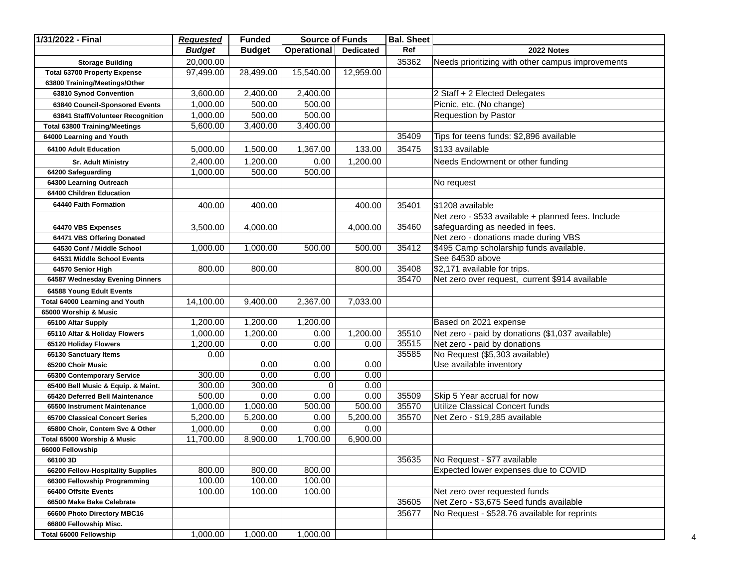| 1/31/2022 - Final | *Requested* | Funded | Source of Funds | | Bal. Sheet | |
|---|---|---|---|---|---|---|
| | ***Budget*** | **Budget** | **Operational** | **Dedicated** | **Ref** | **2022 Notes** |
| **Storage Building** | 20,000.00 | | | | 35362 | Needs prioritizing with other campus improvements |
| **Total 63700 Property Expense** | 97,499.00 | 28,499.00 | 15,540.00 | 12,959.00 | | |
| **63800 Training/Meetings/Other** | | | | | | |
| **63810 Synod Convention** | 3,600.00 | 2,400.00 | 2,400.00 | | | 2 Staff + 2 Elected Delegates |
| **63840 Council-Sponsored Events** | 1,000.00 | 500.00 | 500.00 | | | Picnic, etc. (No change) |
| **63841 Staff/Volunteer Recognition** | 1,000.00 | 500.00 | 500.00 | | | Requestion by Pastor |
| **Total 63800 Training/Meetings** | 5,600.00 | 3,400.00 | 3,400.00 | | | |
| **64000 Learning and Youth** | | | | | 35409 | Tips for teens funds: $2,896 available |
| **64100 Adult Education** | 5,000.00 | 1,500.00 | 1,367.00 | 133.00 | 35475 | $133 available |
| **Sr. Adult Ministry** | 2,400.00 | 1,200.00 | 0.00 | 1,200.00 | | Needs Endowment or other funding |
| **64200 Safeguarding** | 1,000.00 | 500.00 | 500.00 | | | |
| **64300 Learning Outreach** | | | | | | No request |
| **64400 Children Education** | | | | | | |
| **64440 Faith Formation** | 400.00 | 400.00 | | 400.00 | 35401 | $1208 available |
| **64470 VBS Expenses** | 3,500.00 | 4,000.00 | | 4,000.00 | 35460 | Net zero - $533 available + planned fees. Include safeguarding as needed in fees. |
| **64471 VBS Offering Donated** | | | | | | Net zero - donations made during VBS |
| **64530 Conf / Middle School** | 1,000.00 | 1,000.00 | 500.00 | 500.00 | 35412 | $495 Camp scholarship funds available. |
| **64531 Middle School Events** | | | | | | See 64530 above |
| **64570 Senior High** | 800.00 | 800.00 | | 800.00 | 35408 | $2,171 available for trips. |
| **64587 Wednesday Evening Dinners** | | | | | 35470 | Net zero over request, current $914 available |
| **64588 Young Edult Events** | | | | | | |
| **Total 64000 Learning and Youth** | 14,100.00 | 9,400.00 | 2,367.00 | 7,033.00 | | |
| **65000 Worship & Music** | | | | | | |
| **65100 Altar Supply** | 1,200.00 | 1,200.00 | 1,200.00 | | | Based on 2021 expense |
| **65110 Altar & Holiday Flowers** | 1,000.00 | 1,200.00 | 0.00 | 1,200.00 | 35510 | Net zero - paid by donations ($1,037 available) |
| **65120 Holiday Flowers** | 1,200.00 | 0.00 | 0.00 | 0.00 | 35515 | Net zero - paid by donations |
| **65130 Sanctuary Items** | 0.00 | | | | 35585 | No Request ($5,303 available) |
| **65200 Choir Music** | | 0.00 | 0.00 | 0.00 | | Use available inventory |
| **65300 Contemporary Service** | 300.00 | 0.00 | 0.00 | 0.00 | | |
| **65400 Bell Music & Equip. & Maint.** | 300.00 | 300.00 | 0 | 0.00 | | |
| **65420 Deferred Bell Maintenance** | 500.00 | 0.00 | 0.00 | 0.00 | 35509 | Skip 5 Year accrual for now |
| **65500 Instrument Maintenance** | 1,000.00 | 1,000.00 | 500.00 | 500.00 | 35570 | Utilize Classical Concert funds |
| **65700 Classical Concert Series** | 5,200.00 | 5,200.00 | 0.00 | 5,200.00 | 35570 | Net Zero - $19,285 available |
| **65800 Choir, Contem Svc & Other** | 1,000.00 | 0.00 | 0.00 | 0.00 | | |
| **Total 65000 Worship & Music** | 11,700.00 | 8,900.00 | 1,700.00 | 6,900.00 | | |
| **66000 Fellowship** | | | | | | |
| **66100 3D** | | | | | 35635 | No Request - $77 available |
| **66200 Fellow-Hospitality Supplies** | 800.00 | 800.00 | 800.00 | | | Expected lower expenses due to COVID |
| **66300 Fellowship Programming** | 100.00 | 100.00 | 100.00 | | | |
| **66400 Offsite Events** | 100.00 | 100.00 | 100.00 | | | Net zero over requested funds |
| **66500 Make Bake Celebrate** | | | | | 35605 | Net Zero - $3,675 Seed funds available |
| **66600 Photo Directory MBC16** | | | | | 35677 | No Request - $528.76 available for reprints |
| **66800 Fellowship Misc.** | | | | | | |
| **Total 66000 Fellowship** | 1,000.00 | 1,000.00 | 1,000.00 | | | |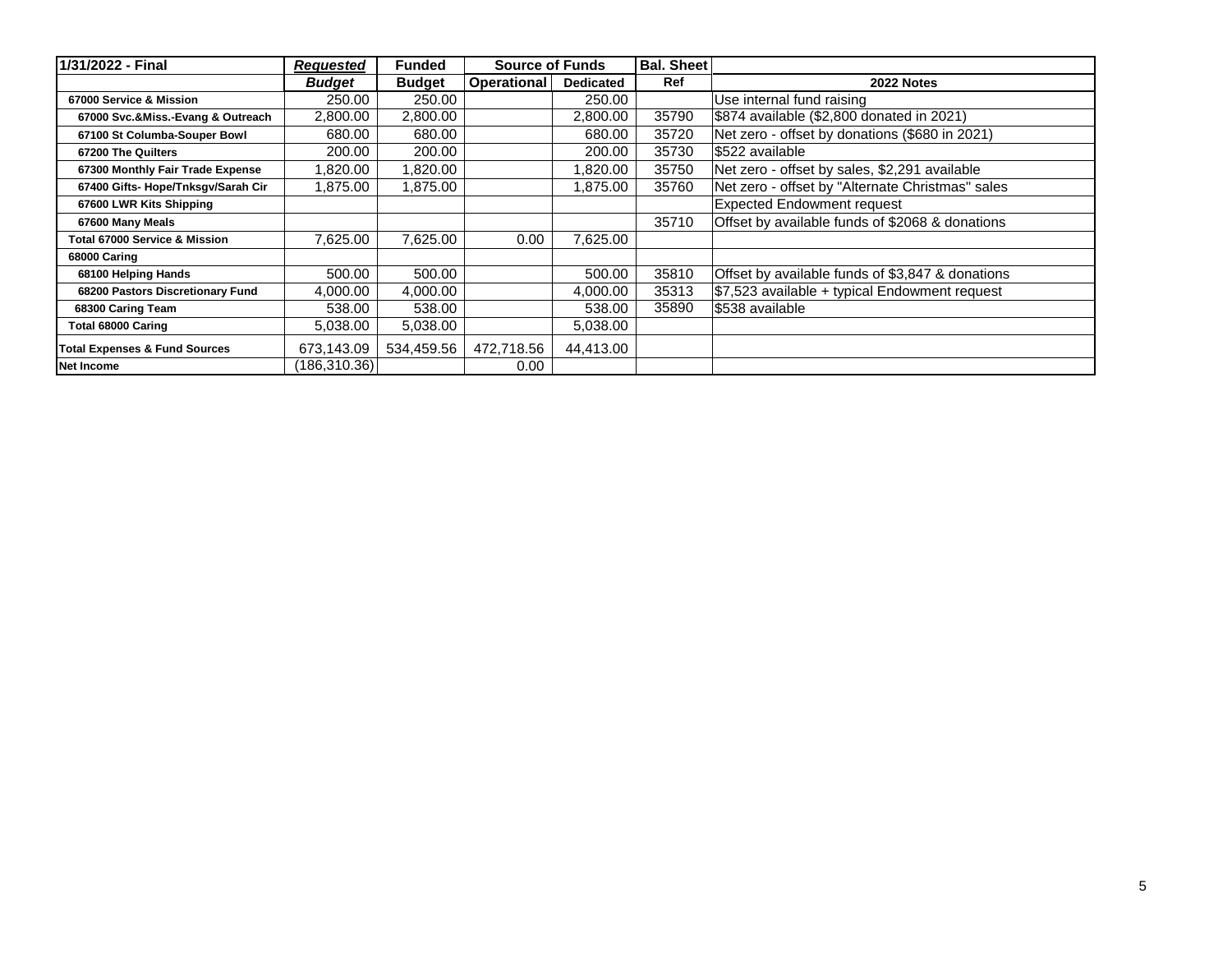| 1/31/2022 - Final | *Requested* | Funded | Source of Funds | | Bal. Sheet | |
|---|---|---|---|---|---|---|
| | *Budget* | Budget | Operational | Dedicated | Ref | 2022 Notes |
| 67000 Service & Mission | 250.00 | 250.00 | | 250.00 | | Use internal fund raising |
| 67000 Svc.&Miss.-Evang & Outreach | 2,800.00 | 2,800.00 | | 2,800.00 | 35790 | $874 available ($2,800 donated in 2021) |
| 67100 St Columba-Souper Bowl | 680.00 | 680.00 | | 680.00 | 35720 | Net zero - offset by donations ($680 in 2021) |
| 67200 The Quilters | 200.00 | 200.00 | | 200.00 | 35730 | $522 available |
| 67300 Monthly Fair Trade Expense | 1,820.00 | 1,820.00 | | 1,820.00 | 35750 | Net zero - offset by sales, $2,291 available |
| 67400 Gifts- Hope/Tnksgv/Sarah Cir | 1,875.00 | 1,875.00 | | 1,875.00 | 35760 | Net zero - offset by "Alternate Christmas" sales |
| 67600 LWR Kits Shipping | | | | | | Expected Endowment request |
| 67600 Many Meals | | | | | 35710 | Offset by available funds of $2068 & donations |
| Total 67000 Service & Mission | 7,625.00 | 7,625.00 | 0.00 | 7,625.00 | | |
| 68000 Caring | | | | | | |
| 68100 Helping Hands | 500.00 | 500.00 | | 500.00 | 35810 | Offset by available funds of $3,847 & donations |
| 68200 Pastors Discretionary Fund | 4,000.00 | 4,000.00 | | 4,000.00 | 35313 | $7,523 available + typical Endowment request |
| 68300 Caring Team | 538.00 | 538.00 | | 538.00 | 35890 | $538 available |
| Total 68000 Caring | 5,038.00 | 5,038.00 | | 5,038.00 | | |
| Total Expenses & Fund Sources | 673,143.09 | 534,459.56 | 472,718.56 | 44,413.00 | | |
| Net Income | (186,310.36) | | 0.00 | | | |